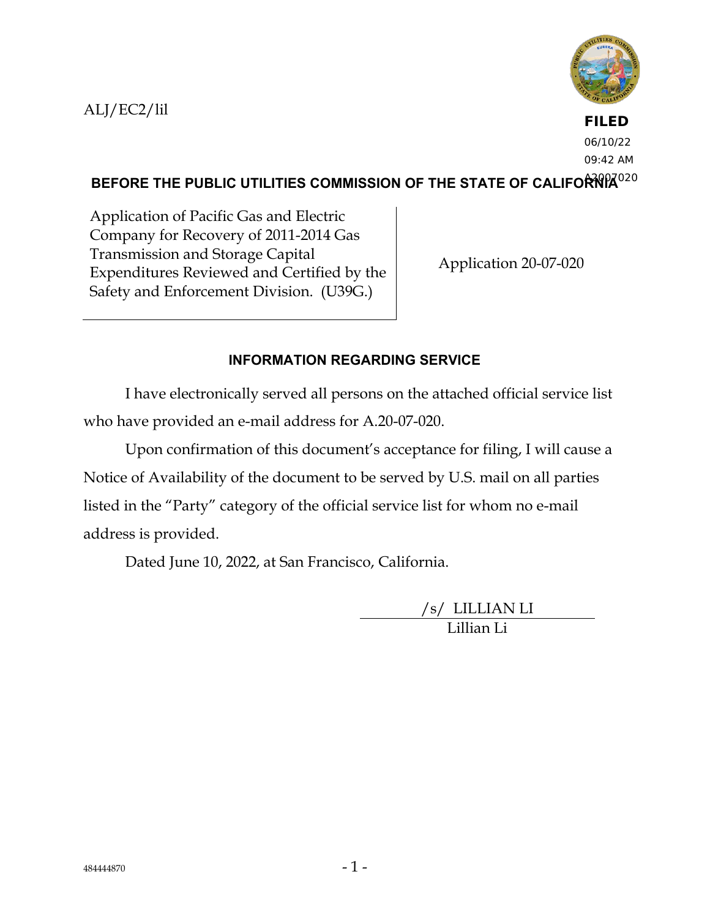ALJ/EC2/lil

**FILED**
06/10/22
09:42 AM
A2007020

**BEFORE THE PUBLIC UTILITIES COMMISSION OF THE STATE OF CALIFORNIA**

| Application of Pacific Gas and Electric Company for Recovery of 2011-2014 Gas Transmission and Storage Capital Expenditures Reviewed and Certified by the Safety and Enforcement Division. (U39G.) | Application 20-07-020 |
| --- | --- |

## INFORMATION REGARDING SERVICE

I have electronically served all persons on the attached official service list who have provided an e-mail address for A.20-07-020.

Upon confirmation of this document's acceptance for filing, I will cause a Notice of Availability of the document to be served by U.S. mail on all parties listed in the "Party" category of the official service list for whom no e-mail address is provided.

Dated June 10, 2022, at San Francisco, California.

/s/ LILLIAN LI
Lillian Li

484444870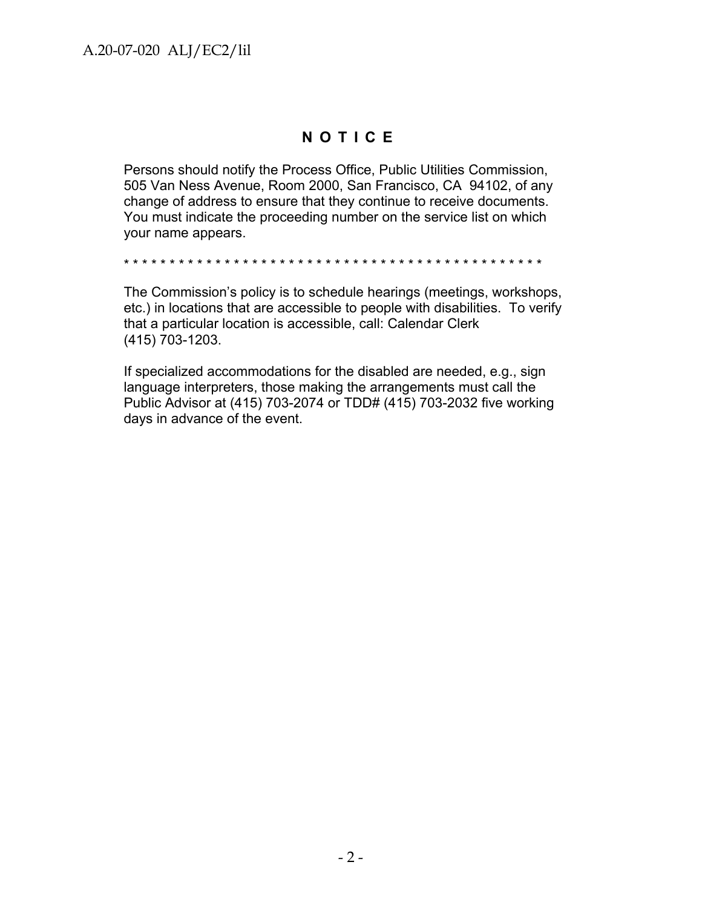# N O T I C E

Persons should notify the Process Office, Public Utilities Commission, 505 Van Ness Avenue, Room 2000, San Francisco, CA 94102, of any change of address to ensure that they continue to receive documents. You must indicate the proceeding number on the service list on which your name appears.

* * * * * * * * * * * * * * * * * * * * * * * * * * * * * * * * * * * * * * * * * * * * * * * *

The Commission's policy is to schedule hearings (meetings, workshops, etc.) in locations that are accessible to people with disabilities. To verify that a particular location is accessible, call: Calendar Clerk (415) 703-1203.

If specialized accommodations for the disabled are needed, e.g., sign language interpreters, those making the arrangements must call the Public Advisor at (415) 703-2074 or TDD# (415) 703-2032 five working days in advance of the event.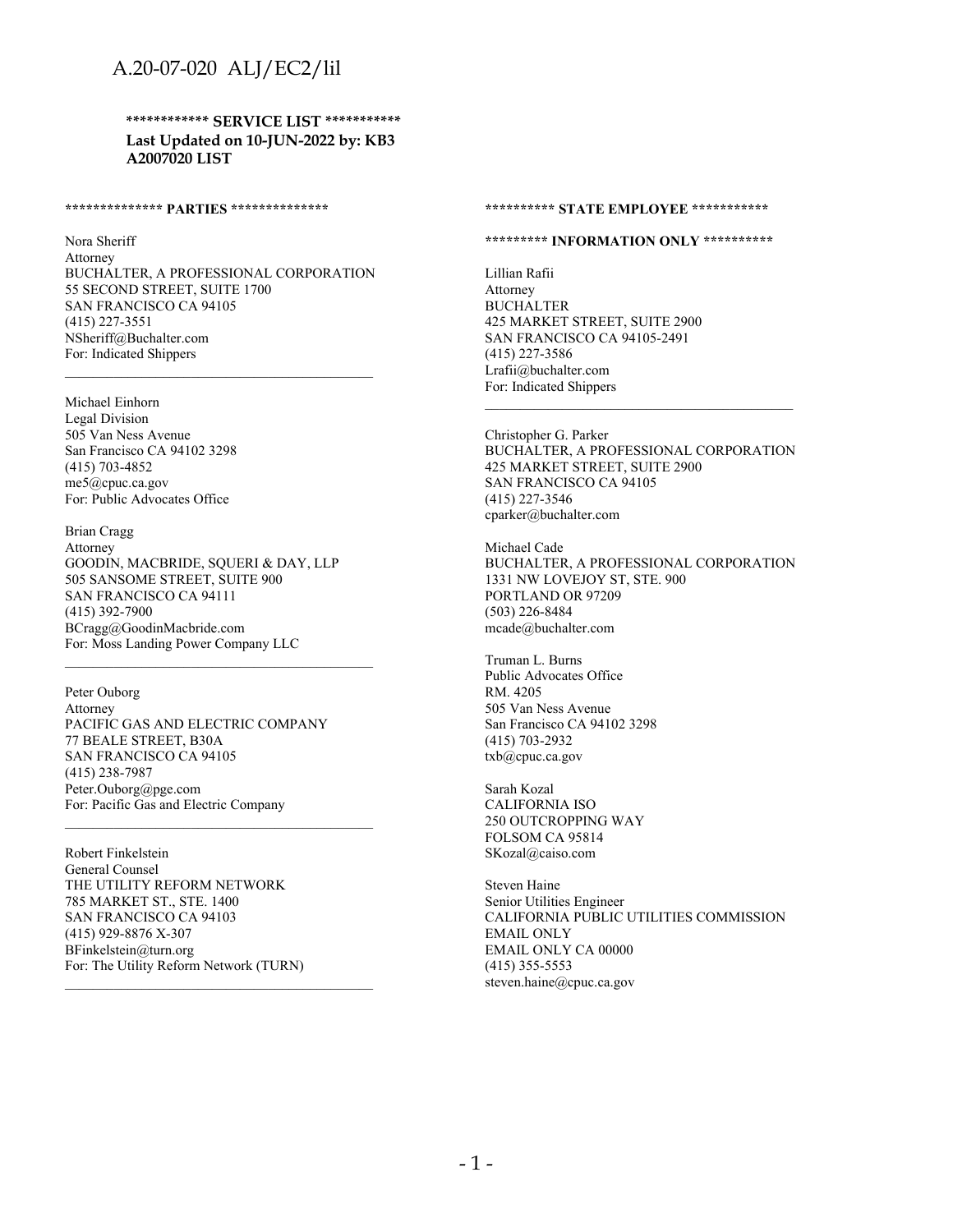**\*\*\*\*\*\*\*\*\*\*\*\* SERVICE LIST \*\*\*\*\*\*\*\*\*\*\***
**Last Updated on 10-JUN-2022 by: KB3**
**A2007020 LIST**

**\*\*\*\*\*\*\*\*\*\*\*\*\*\* PARTIES \*\*\*\*\*\*\*\*\*\*\*\*\*\***

Nora Sheriff
Attorney
BUCHALTER, A PROFESSIONAL CORPORATION
55 SECOND STREET, SUITE 1700
SAN FRANCISCO CA 94105
(415) 227-3551
NSheriff@Buchalter.com
For: Indicated Shippers

---

Michael Einhorn
Legal Division
505 Van Ness Avenue
San Francisco CA 94102 3298
(415) 703-4852
me5@cpuc.ca.gov
For: Public Advocates Office

Brian Cragg
Attorney
GOODIN, MACBRIDE, SQUERI & DAY, LLP
505 SANSOME STREET, SUITE 900
SAN FRANCISCO CA 94111
(415) 392-7900
BCragg@GoodinMacbride.com
For: Moss Landing Power Company LLC

---

Peter Ouborg
Attorney
PACIFIC GAS AND ELECTRIC COMPANY
77 BEALE STREET, B30A
SAN FRANCISCO CA 94105
(415) 238-7987
Peter.Ouborg@pge.com
For: Pacific Gas and Electric Company

---

Robert Finkelstein
General Counsel
THE UTILITY REFORM NETWORK
785 MARKET ST., STE. 1400
SAN FRANCISCO CA 94103
(415) 929-8876 X-307
BFinkelstein@turn.org
For: The Utility Reform Network (TURN)

---

**\*\*\*\*\*\*\*\*\*\* STATE EMPLOYEE \*\*\*\*\*\*\*\*\*\*\***

**\*\*\*\*\*\*\*\*\* INFORMATION ONLY \*\*\*\*\*\*\*\*\*\***

Lillian Rafii
Attorney
BUCHALTER
425 MARKET STREET, SUITE 2900
SAN FRANCISCO CA 94105-2491
(415) 227-3586
Lrafii@buchalter.com
For: Indicated Shippers

---

Christopher G. Parker
BUCHALTER, A PROFESSIONAL CORPORATION
425 MARKET STREET, SUITE 2900
SAN FRANCISCO CA 94105
(415) 227-3546
cparker@buchalter.com

Michael Cade
BUCHALTER, A PROFESSIONAL CORPORATION
1331 NW LOVEJOY ST, STE. 900
PORTLAND OR 97209
(503) 226-8484
mcade@buchalter.com

Truman L. Burns
Public Advocates Office
RM. 4205
505 Van Ness Avenue
San Francisco CA 94102 3298
(415) 703-2932
txb@cpuc.ca.gov

Sarah Kozal
CALIFORNIA ISO
250 OUTCROPPING WAY
FOLSOM CA 95814
SKozal@caiso.com

Steven Haine
Senior Utilities Engineer
CALIFORNIA PUBLIC UTILITIES COMMISSION
EMAIL ONLY
EMAIL ONLY CA 00000
(415) 355-5553
steven.haine@cpuc.ca.gov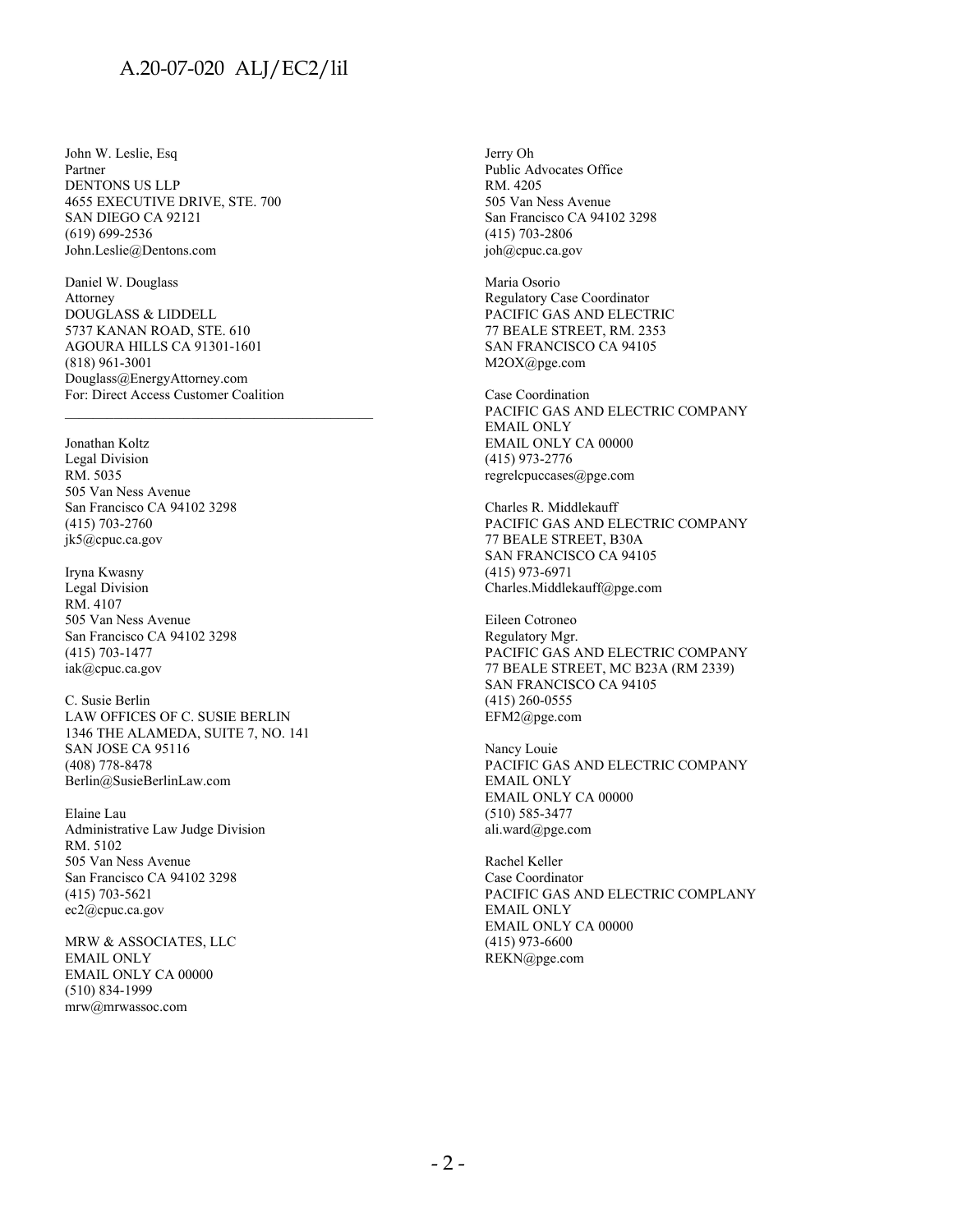John W. Leslie, Esq
Partner
DENTONS US LLP
4655 EXECUTIVE DRIVE, STE. 700
SAN DIEGO CA 92121
(619) 699-2536
John.Leslie@Dentons.com

Daniel W. Douglass
Attorney
DOUGLASS & LIDDELL
5737 KANAN ROAD, STE. 610
AGOURA HILLS CA 91301-1601
(818) 961-3001
Douglass@EnergyAttorney.com
For: Direct Access Customer Coalition

---

Jonathan Koltz
Legal Division
RM. 5035
505 Van Ness Avenue
San Francisco CA 94102 3298
(415) 703-2760
jk5@cpuc.ca.gov

Iryna Kwasny
Legal Division
RM. 4107
505 Van Ness Avenue
San Francisco CA 94102 3298
(415) 703-1477
iak@cpuc.ca.gov

C. Susie Berlin
LAW OFFICES OF C. SUSIE BERLIN
1346 THE ALAMEDA, SUITE 7, NO. 141
SAN JOSE CA 95116
(408) 778-8478
Berlin@SusieBerlinLaw.com

Elaine Lau
Administrative Law Judge Division
RM. 5102
505 Van Ness Avenue
San Francisco CA 94102 3298
(415) 703-5621
ec2@cpuc.ca.gov

MRW & ASSOCIATES, LLC
EMAIL ONLY
EMAIL ONLY CA 00000
(510) 834-1999
mrw@mrwassoc.com

Jerry Oh
Public Advocates Office
RM. 4205
505 Van Ness Avenue
San Francisco CA 94102 3298
(415) 703-2806
joh@cpuc.ca.gov

Maria Osorio
Regulatory Case Coordinator
PACIFIC GAS AND ELECTRIC
77 BEALE STREET, RM. 2353
SAN FRANCISCO CA 94105
M2OX@pge.com

Case Coordination
PACIFIC GAS AND ELECTRIC COMPANY
EMAIL ONLY
EMAIL ONLY CA 00000
(415) 973-2776
regrelcpuccases@pge.com

Charles R. Middlekauff
PACIFIC GAS AND ELECTRIC COMPANY
77 BEALE STREET, B30A
SAN FRANCISCO CA 94105
(415) 973-6971
Charles.Middlekauff@pge.com

Eileen Cotroneo
Regulatory Mgr.
PACIFIC GAS AND ELECTRIC COMPANY
77 BEALE STREET, MC B23A (RM 2339)
SAN FRANCISCO CA 94105
(415) 260-0555
EFM2@pge.com

Nancy Louie
PACIFIC GAS AND ELECTRIC COMPANY
EMAIL ONLY
EMAIL ONLY CA 00000
(510) 585-3477
ali.ward@pge.com

Rachel Keller
Case Coordinator
PACIFIC GAS AND ELECTRIC COMPLANY
EMAIL ONLY
EMAIL ONLY CA 00000
(415) 973-6600
REKN@pge.com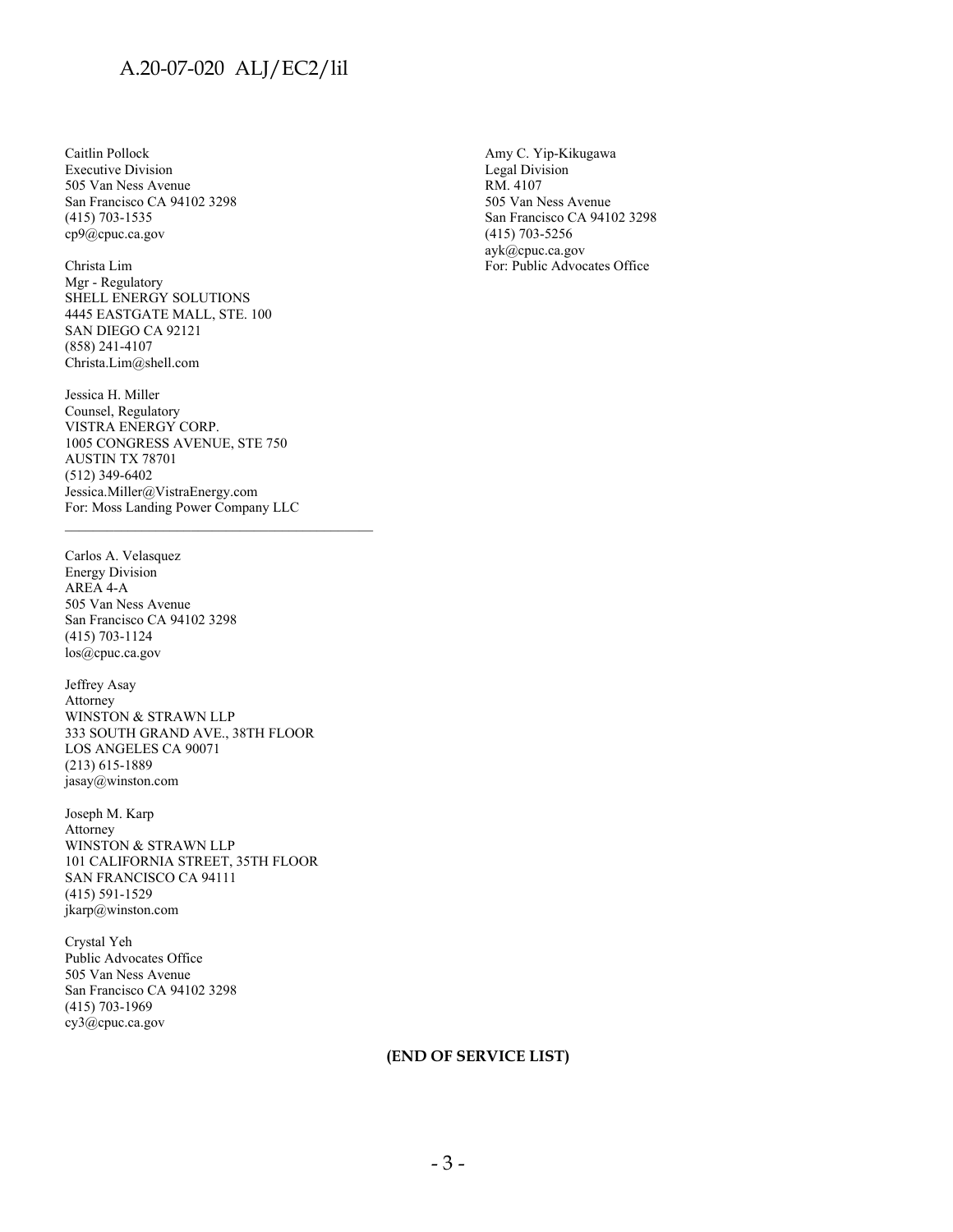Caitlin Pollock
Executive Division
505 Van Ness Avenue
San Francisco CA 94102 3298
(415) 703-1535
cp9@cpuc.ca.gov

Christa Lim
Mgr - Regulatory
SHELL ENERGY SOLUTIONS
4445 EASTGATE MALL, STE. 100
SAN DIEGO CA 92121
(858) 241-4107
Christa.Lim@shell.com

Jessica H. Miller
Counsel, Regulatory
VISTRA ENERGY CORP.
1005 CONGRESS AVENUE, STE 750
AUSTIN TX 78701
(512) 349-6402
Jessica.Miller@VistraEnergy.com
For: Moss Landing Power Company LLC

---

Carlos A. Velasquez
Energy Division
AREA 4-A
505 Van Ness Avenue
San Francisco CA 94102 3298
(415) 703-1124
los@cpuc.ca.gov

Jeffrey Asay
Attorney
WINSTON & STRAWN LLP
333 SOUTH GRAND AVE., 38TH FLOOR
LOS ANGELES CA 90071
(213) 615-1889
jasay@winston.com

Joseph M. Karp
Attorney
WINSTON & STRAWN LLP
101 CALIFORNIA STREET, 35TH FLOOR
SAN FRANCISCO CA 94111
(415) 591-1529
jkarp@winston.com

Crystal Yeh
Public Advocates Office
505 Van Ness Avenue
San Francisco CA 94102 3298
(415) 703-1969
cy3@cpuc.ca.gov

Amy C. Yip-Kikugawa
Legal Division
RM. 4107
505 Van Ness Avenue
San Francisco CA 94102 3298
(415) 703-5256
ayk@cpuc.ca.gov
For: Public Advocates Office

**(END OF SERVICE LIST)**